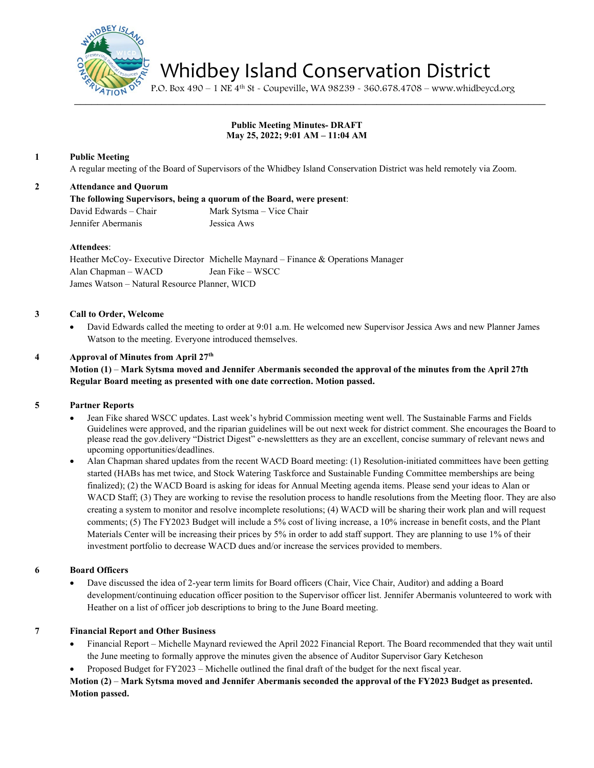# Whidbey Island Conservation District

P.O. Box 490 – 1 NE 4th St - Coupeville, WA 98239 - 360.678.4708 – www.whidbeycd.org

**Public Meeting Minutes- DRAFT**
**May 25, 2022; 9:01 AM – 11:04 AM**

**1 Public Meeting**

A regular meeting of the Board of Supervisors of the Whidbey Island Conservation District was held remotely via Zoom.

**2 Attendance and Quorum**

**The following Supervisors, being a quorum of the Board, were present**:

David Edwards – Chair
Mark Sytsma – Vice Chair
Jennifer Abermanis
Jessica Aws

**Attendees**:

Heather McCoy- Executive Director
Michelle Maynard – Finance & Operations Manager
Alan Chapman – WACD
Jean Fike – WSCC
James Watson – Natural Resource Planner, WICD

**3 Call to Order, Welcome**

- David Edwards called the meeting to order at 9:01 a.m. He welcomed new Supervisor Jessica Aws and new Planner James Watson to the meeting. Everyone introduced themselves.

**4 Approval of Minutes from April 27th**

**Motion (1) – Mark Sytsma moved and Jennifer Abermanis seconded the approval of the minutes from the April 27th Regular Board meeting as presented with one date correction. Motion passed.**

**5 Partner Reports**

- Jean Fike shared WSCC updates. Last week's hybrid Commission meeting went well. The Sustainable Farms and Fields Guidelines were approved, and the riparian guidelines will be out next week for district comment. She encourages the Board to please read the gov.delivery "District Digest" e-newslettters as they are an excellent, concise summary of relevant news and upcoming opportunities/deadlines.
- Alan Chapman shared updates from the recent WACD Board meeting: (1) Resolution-initiated committees have been getting started (HABs has met twice, and Stock Watering Taskforce and Sustainable Funding Committee memberships are being finalized); (2) the WACD Board is asking for ideas for Annual Meeting agenda items. Please send your ideas to Alan or WACD Staff; (3) They are working to revise the resolution process to handle resolutions from the Meeting floor. They are also creating a system to monitor and resolve incomplete resolutions; (4) WACD will be sharing their work plan and will request comments; (5) The FY2023 Budget will include a 5% cost of living increase, a 10% increase in benefit costs, and the Plant Materials Center will be increasing their prices by 5% in order to add staff support. They are planning to use 1% of their investment portfolio to decrease WACD dues and/or increase the services provided to members.

**6 Board Officers**

- Dave discussed the idea of 2-year term limits for Board officers (Chair, Vice Chair, Auditor) and adding a Board development/continuing education officer position to the Supervisor officer list. Jennifer Abermanis volunteered to work with Heather on a list of officer job descriptions to bring to the June Board meeting.

**7 Financial Report and Other Business**

- Financial Report – Michelle Maynard reviewed the April 2022 Financial Report. The Board recommended that they wait until the June meeting to formally approve the minutes given the absence of Auditor Supervisor Gary Ketcheson
- Proposed Budget for FY2023 – Michelle outlined the final draft of the budget for the next fiscal year.

**Motion (2) – Mark Sytsma moved and Jennifer Abermanis seconded the approval of the FY2023 Budget as presented. Motion passed.**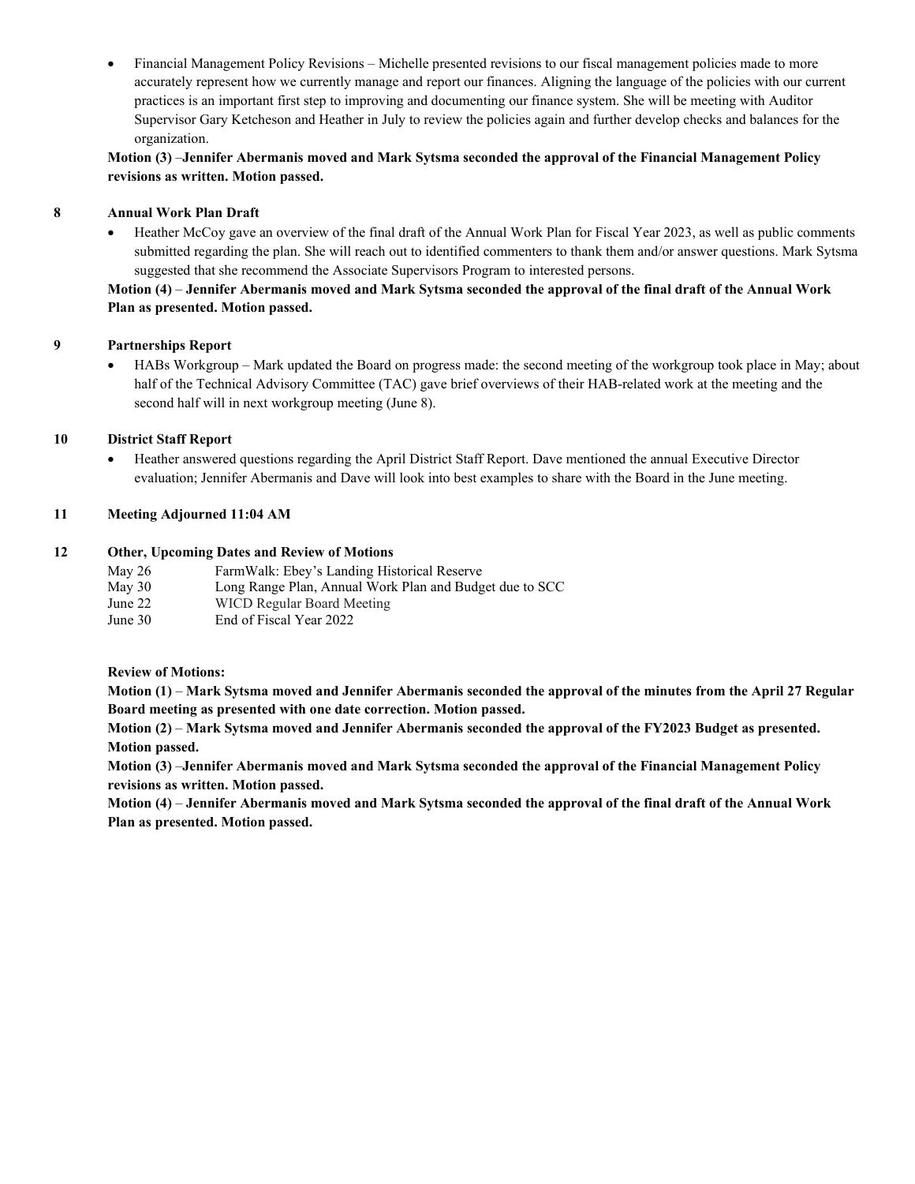- Financial Management Policy Revisions – Michelle presented revisions to our fiscal management policies made to more accurately represent how we currently manage and report our finances. Aligning the language of the policies with our current practices is an important first step to improving and documenting our finance system. She will be meeting with Auditor Supervisor Gary Ketcheson and Heather in July to review the policies again and further develop checks and balances for the organization.

**Motion (3)** –**Jennifer Abermanis moved and Mark Sytsma seconded the approval of the Financial Management Policy revisions as written. Motion passed.**

### 8 Annual Work Plan Draft

- Heather McCoy gave an overview of the final draft of the Annual Work Plan for Fiscal Year 2023, as well as public comments submitted regarding the plan. She will reach out to identified commenters to thank them and/or answer questions. Mark Sytsma suggested that she recommend the Associate Supervisors Program to interested persons.

**Motion (4)** – **Jennifer Abermanis moved and Mark Sytsma seconded the approval of the final draft of the Annual Work Plan as presented. Motion passed.**

### 9 Partnerships Report

- HABs Workgroup – Mark updated the Board on progress made: the second meeting of the workgroup took place in May; about half of the Technical Advisory Committee (TAC) gave brief overviews of their HAB-related work at the meeting and the second half will in next workgroup meeting (June 8).

### 10 District Staff Report

- Heather answered questions regarding the April District Staff Report. Dave mentioned the annual Executive Director evaluation; Jennifer Abermanis and Dave will look into best examples to share with the Board in the June meeting.

### 11 Meeting Adjourned 11:04 AM

### 12 Other, Upcoming Dates and Review of Motions

| | |
|---|---|
| May 26 | FarmWalk: Ebey's Landing Historical Reserve |
| May 30 | Long Range Plan, Annual Work Plan and Budget due to SCC |
| June 22 | WICD Regular Board Meeting |
| June 30 | End of Fiscal Year 2022 |

**Review of Motions:**

**Motion (1)** – **Mark Sytsma moved and Jennifer Abermanis seconded the approval of the minutes from the April 27 Regular Board meeting as presented with one date correction. Motion passed.**

**Motion (2)** – **Mark Sytsma moved and Jennifer Abermanis seconded the approval of the FY2023 Budget as presented. Motion passed.**

**Motion (3)** –**Jennifer Abermanis moved and Mark Sytsma seconded the approval of the Financial Management Policy revisions as written. Motion passed.**

**Motion (4)** – **Jennifer Abermanis moved and Mark Sytsma seconded the approval of the final draft of the Annual Work Plan as presented. Motion passed.**